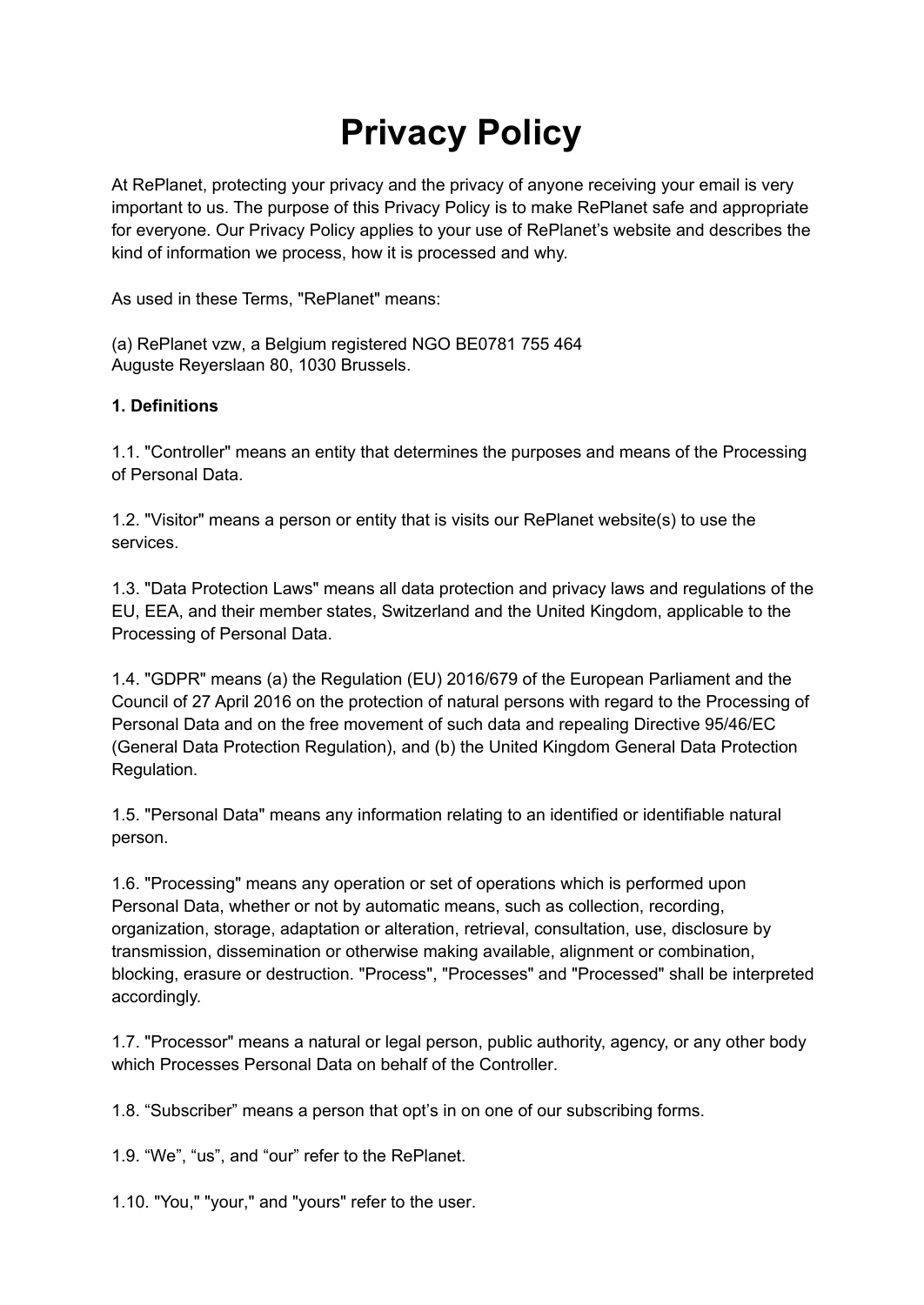# Privacy Policy

At RePlanet, protecting your privacy and the privacy of anyone receiving your email is very important to us. The purpose of this Privacy Policy is to make RePlanet safe and appropriate for everyone. Our Privacy Policy applies to your use of RePlanet's website and describes the kind of information we process, how it is processed and why.

As used in these Terms, "RePlanet" means:

(a) RePlanet vzw, a Belgium registered NGO BE0781 755 464
Auguste Reyerslaan 80, 1030 Brussels.

**1. Definitions**

1.1. "Controller" means an entity that determines the purposes and means of the Processing of Personal Data.

1.2. "Visitor" means a person or entity that is visits our RePlanet website(s) to use the services.

1.3. "Data Protection Laws" means all data protection and privacy laws and regulations of the EU, EEA, and their member states, Switzerland and the United Kingdom, applicable to the Processing of Personal Data.

1.4. "GDPR" means (a) the Regulation (EU) 2016/679 of the European Parliament and the Council of 27 April 2016 on the protection of natural persons with regard to the Processing of Personal Data and on the free movement of such data and repealing Directive 95/46/EC (General Data Protection Regulation), and (b) the United Kingdom General Data Protection Regulation.

1.5. "Personal Data" means any information relating to an identified or identifiable natural person.

1.6. "Processing" means any operation or set of operations which is performed upon Personal Data, whether or not by automatic means, such as collection, recording, organization, storage, adaptation or alteration, retrieval, consultation, use, disclosure by transmission, dissemination or otherwise making available, alignment or combination, blocking, erasure or destruction. "Process", "Processes" and "Processed" shall be interpreted accordingly.

1.7. "Processor" means a natural or legal person, public authority, agency, or any other body which Processes Personal Data on behalf of the Controller.

1.8. "Subscriber" means a person that opt's in on one of our subscribing forms.

1.9. "We", "us", and "our" refer to the RePlanet.

1.10. "You," "your," and "yours" refer to the user.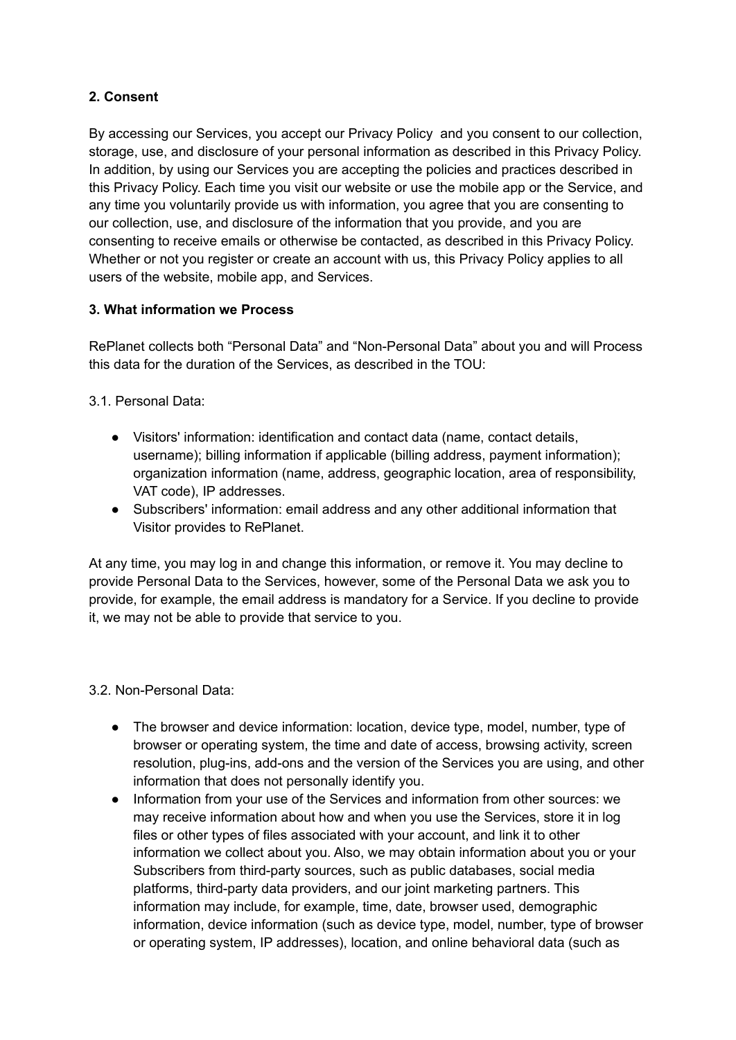## 2. Consent

By accessing our Services, you accept our Privacy Policy and you consent to our collection, storage, use, and disclosure of your personal information as described in this Privacy Policy. In addition, by using our Services you are accepting the policies and practices described in this Privacy Policy. Each time you visit our website or use the mobile app or the Service, and any time you voluntarily provide us with information, you agree that you are consenting to our collection, use, and disclosure of the information that you provide, and you are consenting to receive emails or otherwise be contacted, as described in this Privacy Policy. Whether or not you register or create an account with us, this Privacy Policy applies to all users of the website, mobile app, and Services.

## 3. What information we Process

RePlanet collects both “Personal Data” and “Non-Personal Data” about you and will Process this data for the duration of the Services, as described in the TOU:

3.1. Personal Data:

- Visitors' information: identification and contact data (name, contact details, username); billing information if applicable (billing address, payment information); organization information (name, address, geographic location, area of responsibility, VAT code), IP addresses.
- Subscribers' information: email address and any other additional information that Visitor provides to RePlanet.

At any time, you may log in and change this information, or remove it. You may decline to provide Personal Data to the Services, however, some of the Personal Data we ask you to provide, for example, the email address is mandatory for a Service. If you decline to provide it, we may not be able to provide that service to you.

3.2. Non-Personal Data:

- The browser and device information: location, device type, model, number, type of browser or operating system, the time and date of access, browsing activity, screen resolution, plug-ins, add-ons and the version of the Services you are using, and other information that does not personally identify you.
- Information from your use of the Services and information from other sources: we may receive information about how and when you use the Services, store it in log files or other types of files associated with your account, and link it to other information we collect about you. Also, we may obtain information about you or your Subscribers from third-party sources, such as public databases, social media platforms, third-party data providers, and our joint marketing partners. This information may include, for example, time, date, browser used, demographic information, device information (such as device type, model, number, type of browser or operating system, IP addresses), location, and online behavioral data (such as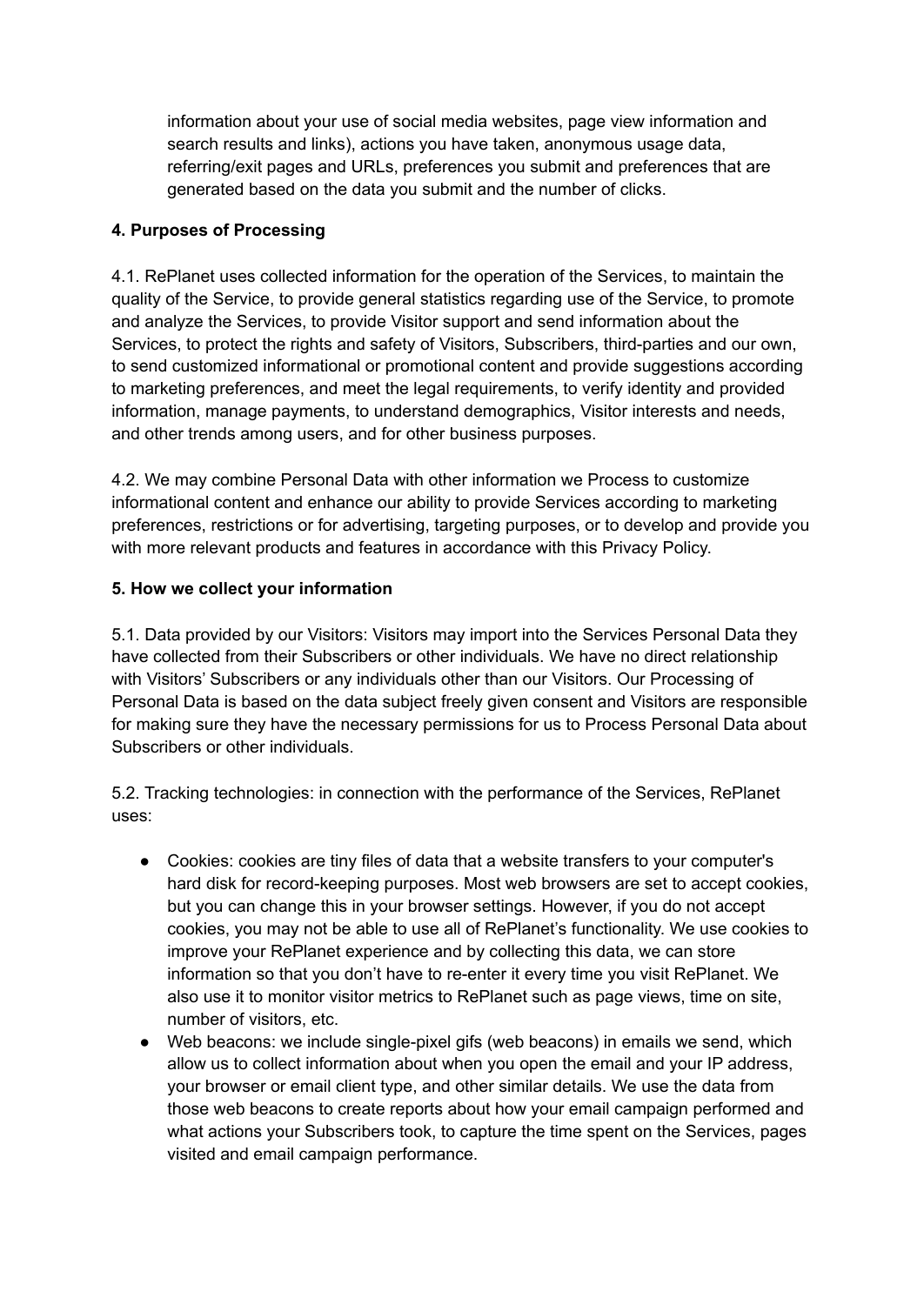information about your use of social media websites, page view information and search results and links), actions you have taken, anonymous usage data, referring/exit pages and URLs, preferences you submit and preferences that are generated based on the data you submit and the number of clicks.

**4. Purposes of Processing**

4.1. RePlanet uses collected information for the operation of the Services, to maintain the quality of the Service, to provide general statistics regarding use of the Service, to promote and analyze the Services, to provide Visitor support and send information about the Services, to protect the rights and safety of Visitors, Subscribers, third-parties and our own, to send customized informational or promotional content and provide suggestions according to marketing preferences, and meet the legal requirements, to verify identity and provided information, manage payments, to understand demographics, Visitor interests and needs, and other trends among users, and for other business purposes.

4.2. We may combine Personal Data with other information we Process to customize informational content and enhance our ability to provide Services according to marketing preferences, restrictions or for advertising, targeting purposes, or to develop and provide you with more relevant products and features in accordance with this Privacy Policy.

**5. How we collect your information**

5.1. Data provided by our Visitors: Visitors may import into the Services Personal Data they have collected from their Subscribers or other individuals. We have no direct relationship with Visitors' Subscribers or any individuals other than our Visitors. Our Processing of Personal Data is based on the data subject freely given consent and Visitors are responsible for making sure they have the necessary permissions for us to Process Personal Data about Subscribers or other individuals.

5.2. Tracking technologies: in connection with the performance of the Services, RePlanet uses:

- Cookies: cookies are tiny files of data that a website transfers to your computer's hard disk for record-keeping purposes. Most web browsers are set to accept cookies, but you can change this in your browser settings. However, if you do not accept cookies, you may not be able to use all of RePlanet's functionality. We use cookies to improve your RePlanet experience and by collecting this data, we can store information so that you don't have to re-enter it every time you visit RePlanet. We also use it to monitor visitor metrics to RePlanet such as page views, time on site, number of visitors, etc.
- Web beacons: we include single-pixel gifs (web beacons) in emails we send, which allow us to collect information about when you open the email and your IP address, your browser or email client type, and other similar details. We use the data from those web beacons to create reports about how your email campaign performed and what actions your Subscribers took, to capture the time spent on the Services, pages visited and email campaign performance.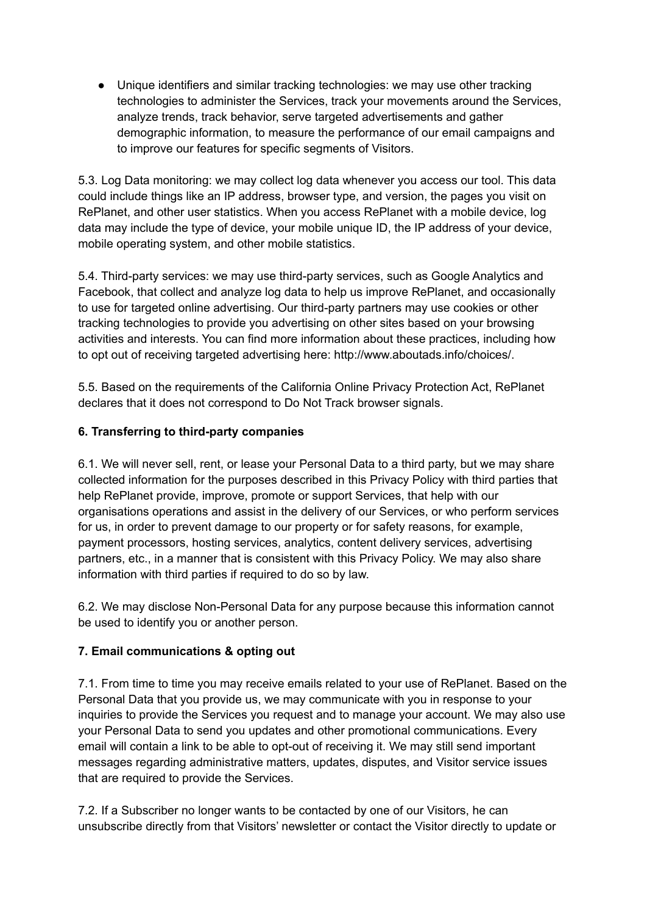- Unique identifiers and similar tracking technologies: we may use other tracking technologies to administer the Services, track your movements around the Services, analyze trends, track behavior, serve targeted advertisements and gather demographic information, to measure the performance of our email campaigns and to improve our features for specific segments of Visitors.

5.3. Log Data monitoring: we may collect log data whenever you access our tool. This data could include things like an IP address, browser type, and version, the pages you visit on RePlanet, and other user statistics. When you access RePlanet with a mobile device, log data may include the type of device, your mobile unique ID, the IP address of your device, mobile operating system, and other mobile statistics.

5.4. Third-party services: we may use third-party services, such as Google Analytics and Facebook, that collect and analyze log data to help us improve RePlanet, and occasionally to use for targeted online advertising. Our third-party partners may use cookies or other tracking technologies to provide you advertising on other sites based on your browsing activities and interests. You can find more information about these practices, including how to opt out of receiving targeted advertising here: http://www.aboutads.info/choices/.

5.5. Based on the requirements of the California Online Privacy Protection Act, RePlanet declares that it does not correspond to Do Not Track browser signals.

**6. Transferring to third-party companies**

6.1. We will never sell, rent, or lease your Personal Data to a third party, but we may share collected information for the purposes described in this Privacy Policy with third parties that help RePlanet provide, improve, promote or support Services, that help with our organisations operations and assist in the delivery of our Services, or who perform services for us, in order to prevent damage to our property or for safety reasons, for example, payment processors, hosting services, analytics, content delivery services, advertising partners, etc., in a manner that is consistent with this Privacy Policy. We may also share information with third parties if required to do so by law.

6.2. We may disclose Non-Personal Data for any purpose because this information cannot be used to identify you or another person.

**7. Email communications & opting out**

7.1. From time to time you may receive emails related to your use of RePlanet. Based on the Personal Data that you provide us, we may communicate with you in response to your inquiries to provide the Services you request and to manage your account. We may also use your Personal Data to send you updates and other promotional communications. Every email will contain a link to be able to opt-out of receiving it. We may still send important messages regarding administrative matters, updates, disputes, and Visitor service issues that are required to provide the Services.

7.2. If a Subscriber no longer wants to be contacted by one of our Visitors, he can unsubscribe directly from that Visitors' newsletter or contact the Visitor directly to update or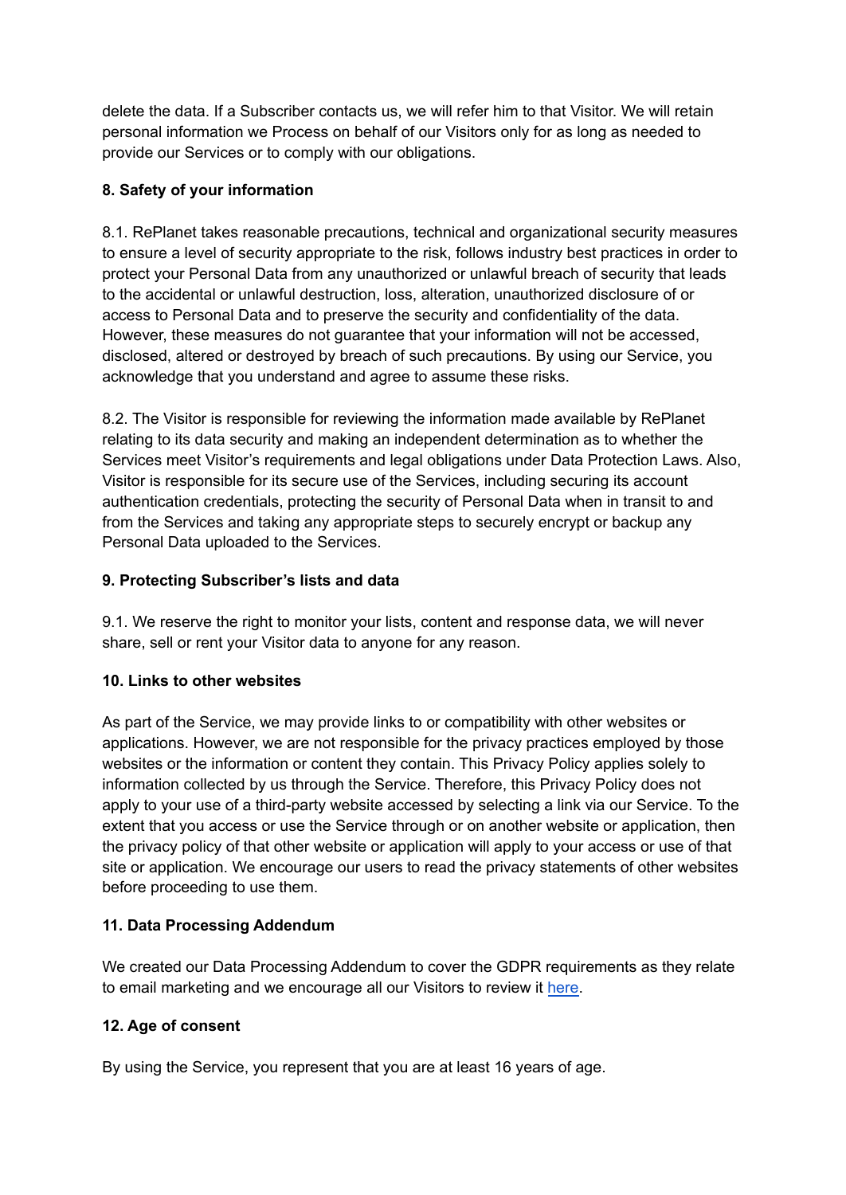delete the data. If a Subscriber contacts us, we will refer him to that Visitor. We will retain personal information we Process on behalf of our Visitors only for as long as needed to provide our Services or to comply with our obligations.

**8. Safety of your information**

8.1. RePlanet takes reasonable precautions, technical and organizational security measures to ensure a level of security appropriate to the risk, follows industry best practices in order to protect your Personal Data from any unauthorized or unlawful breach of security that leads to the accidental or unlawful destruction, loss, alteration, unauthorized disclosure of or access to Personal Data and to preserve the security and confidentiality of the data. However, these measures do not guarantee that your information will not be accessed, disclosed, altered or destroyed by breach of such precautions. By using our Service, you acknowledge that you understand and agree to assume these risks.

8.2. The Visitor is responsible for reviewing the information made available by RePlanet relating to its data security and making an independent determination as to whether the Services meet Visitor's requirements and legal obligations under Data Protection Laws. Also, Visitor is responsible for its secure use of the Services, including securing its account authentication credentials, protecting the security of Personal Data when in transit to and from the Services and taking any appropriate steps to securely encrypt or backup any Personal Data uploaded to the Services.

**9. Protecting Subscriber's lists and data**

9.1. We reserve the right to monitor your lists, content and response data, we will never share, sell or rent your Visitor data to anyone for any reason.

**10. Links to other websites**

As part of the Service, we may provide links to or compatibility with other websites or applications. However, we are not responsible for the privacy practices employed by those websites or the information or content they contain. This Privacy Policy applies solely to information collected by us through the Service. Therefore, this Privacy Policy does not apply to your use of a third-party website accessed by selecting a link via our Service. To the extent that you access or use the Service through or on another website or application, then the privacy policy of that other website or application will apply to your access or use of that site or application. We encourage our users to read the privacy statements of other websites before proceeding to use them.

**11. Data Processing Addendum**

We created our Data Processing Addendum to cover the GDPR requirements as they relate to email marketing and we encourage all our Visitors to review it here.

**12. Age of consent**

By using the Service, you represent that you are at least 16 years of age.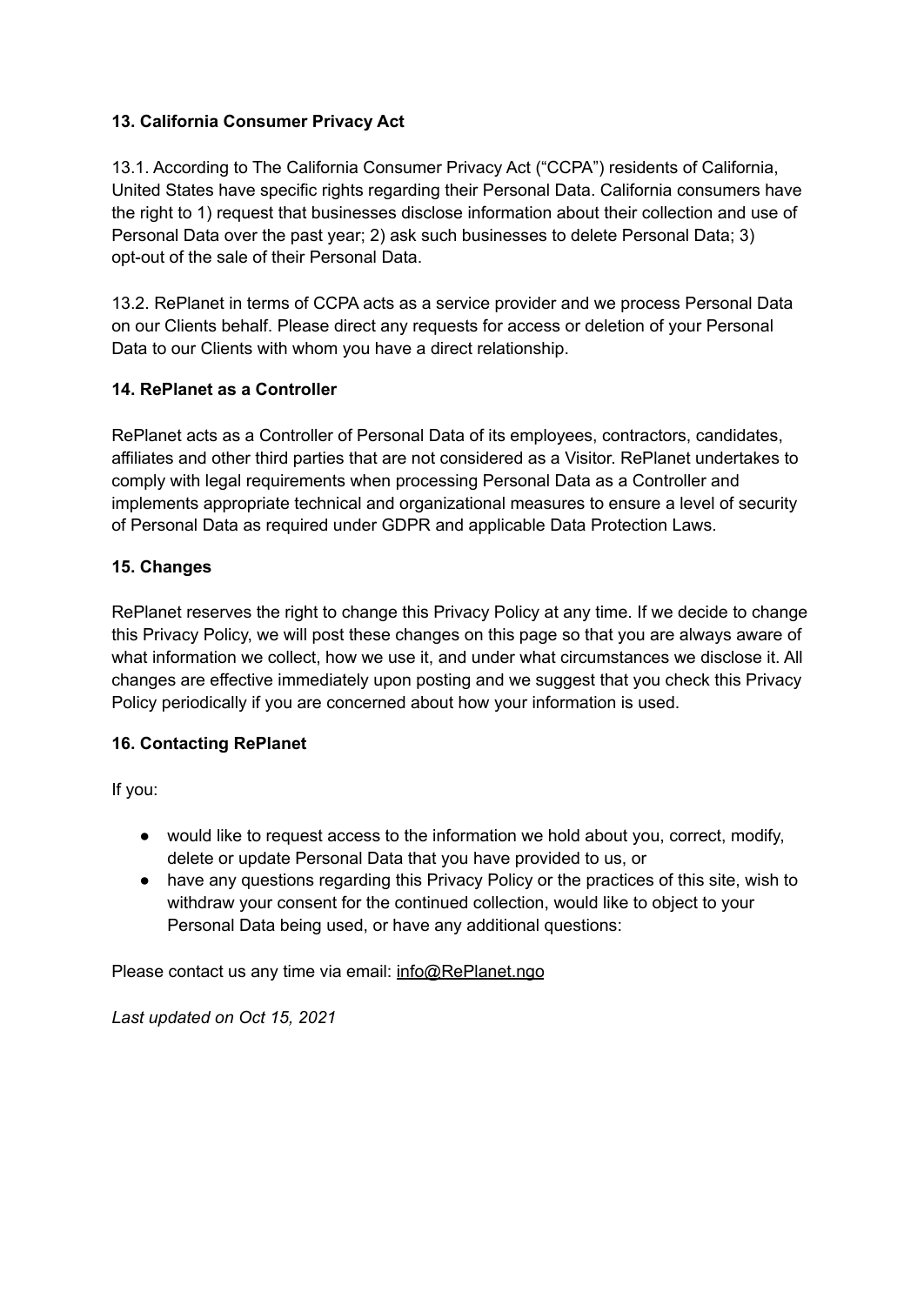**13. California Consumer Privacy Act**

13.1. According to The California Consumer Privacy Act ("CCPA") residents of California, United States have specific rights regarding their Personal Data. California consumers have the right to 1) request that businesses disclose information about their collection and use of Personal Data over the past year; 2) ask such businesses to delete Personal Data; 3) opt-out of the sale of their Personal Data.

13.2. RePlanet in terms of CCPA acts as a service provider and we process Personal Data on our Clients behalf. Please direct any requests for access or deletion of your Personal Data to our Clients with whom you have a direct relationship.

**14. RePlanet as a Controller**

RePlanet acts as a Controller of Personal Data of its employees, contractors, candidates, affiliates and other third parties that are not considered as a Visitor. RePlanet undertakes to comply with legal requirements when processing Personal Data as a Controller and implements appropriate technical and organizational measures to ensure a level of security of Personal Data as required under GDPR and applicable Data Protection Laws.

**15. Changes**

RePlanet reserves the right to change this Privacy Policy at any time. If we decide to change this Privacy Policy, we will post these changes on this page so that you are always aware of what information we collect, how we use it, and under what circumstances we disclose it. All changes are effective immediately upon posting and we suggest that you check this Privacy Policy periodically if you are concerned about how your information is used.

**16. Contacting RePlanet**

If you:

- would like to request access to the information we hold about you, correct, modify, delete or update Personal Data that you have provided to us, or
- have any questions regarding this Privacy Policy or the practices of this site, wish to withdraw your consent for the continued collection, would like to object to your Personal Data being used, or have any additional questions:

Please contact us any time via email: info@RePlanet.ngo

*Last updated on Oct 15, 2021*